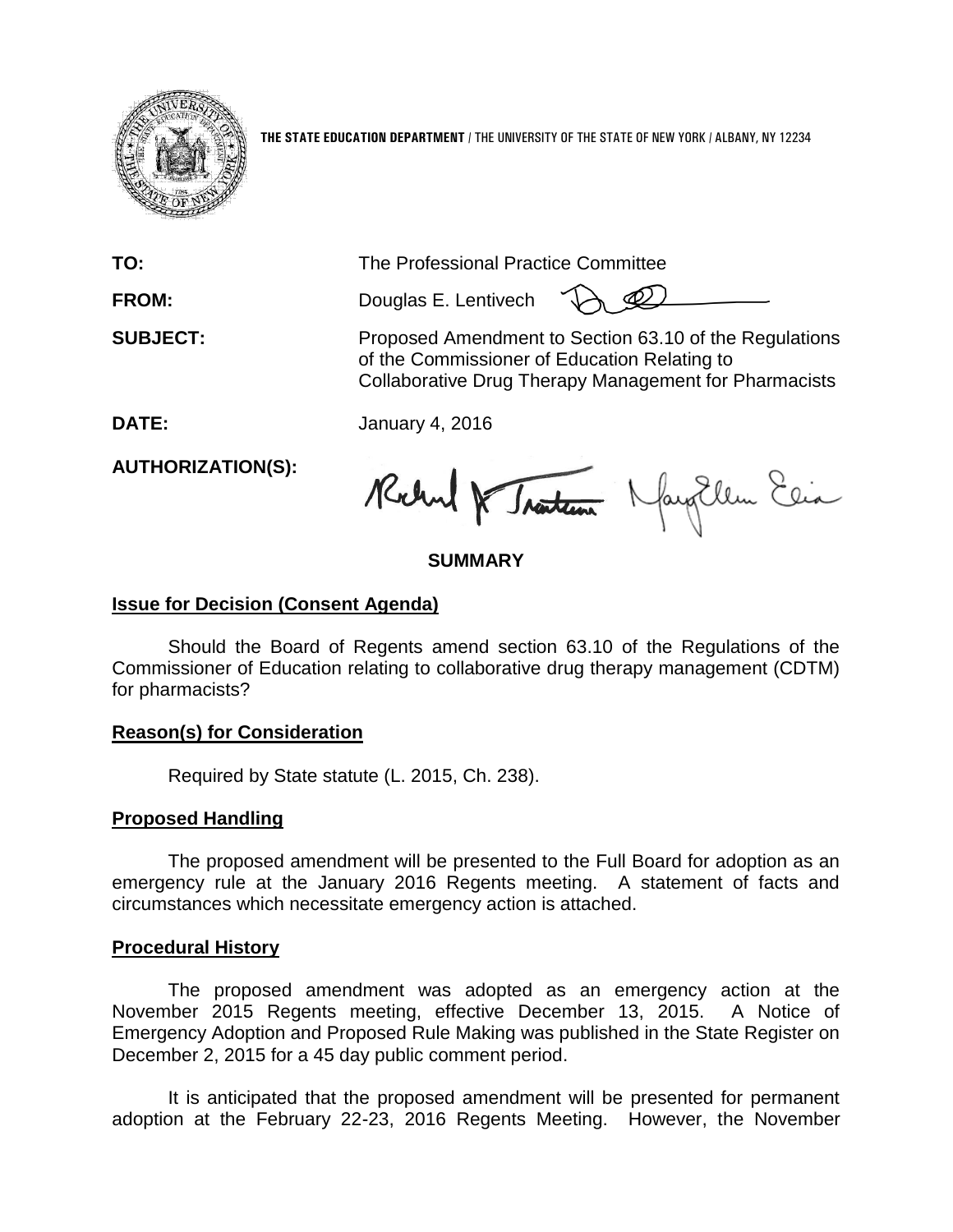**THE STATE EDUCATION DEPARTMENT** / THE UNIVERSITY OF THE STATE OF NEW YORK / ALBANY, NY 12234

**TO:** The Professional Practice Committee

**FROM:** Douglas E. Lentivech

**SUBJECT:** Proposed Amendment to Section 63.10 of the Regulations of the Commissioner of Education Relating to Collaborative Drug Therapy Management for Pharmacists

**DATE:** January 4, 2016

**AUTHORIZATION(S):**

## SUMMARY

### Issue for Decision (Consent Agenda)

Should the Board of Regents amend section 63.10 of the Regulations of the Commissioner of Education relating to collaborative drug therapy management (CDTM) for pharmacists?

### Reason(s) for Consideration

Required by State statute (L. 2015, Ch. 238).

### Proposed Handling

The proposed amendment will be presented to the Full Board for adoption as an emergency rule at the January 2016 Regents meeting. A statement of facts and circumstances which necessitate emergency action is attached.

### Procedural History

The proposed amendment was adopted as an emergency action at the November 2015 Regents meeting, effective December 13, 2015. A Notice of Emergency Adoption and Proposed Rule Making was published in the State Register on December 2, 2015 for a 45 day public comment period.

It is anticipated that the proposed amendment will be presented for permanent adoption at the February 22-23, 2016 Regents Meeting. However, the November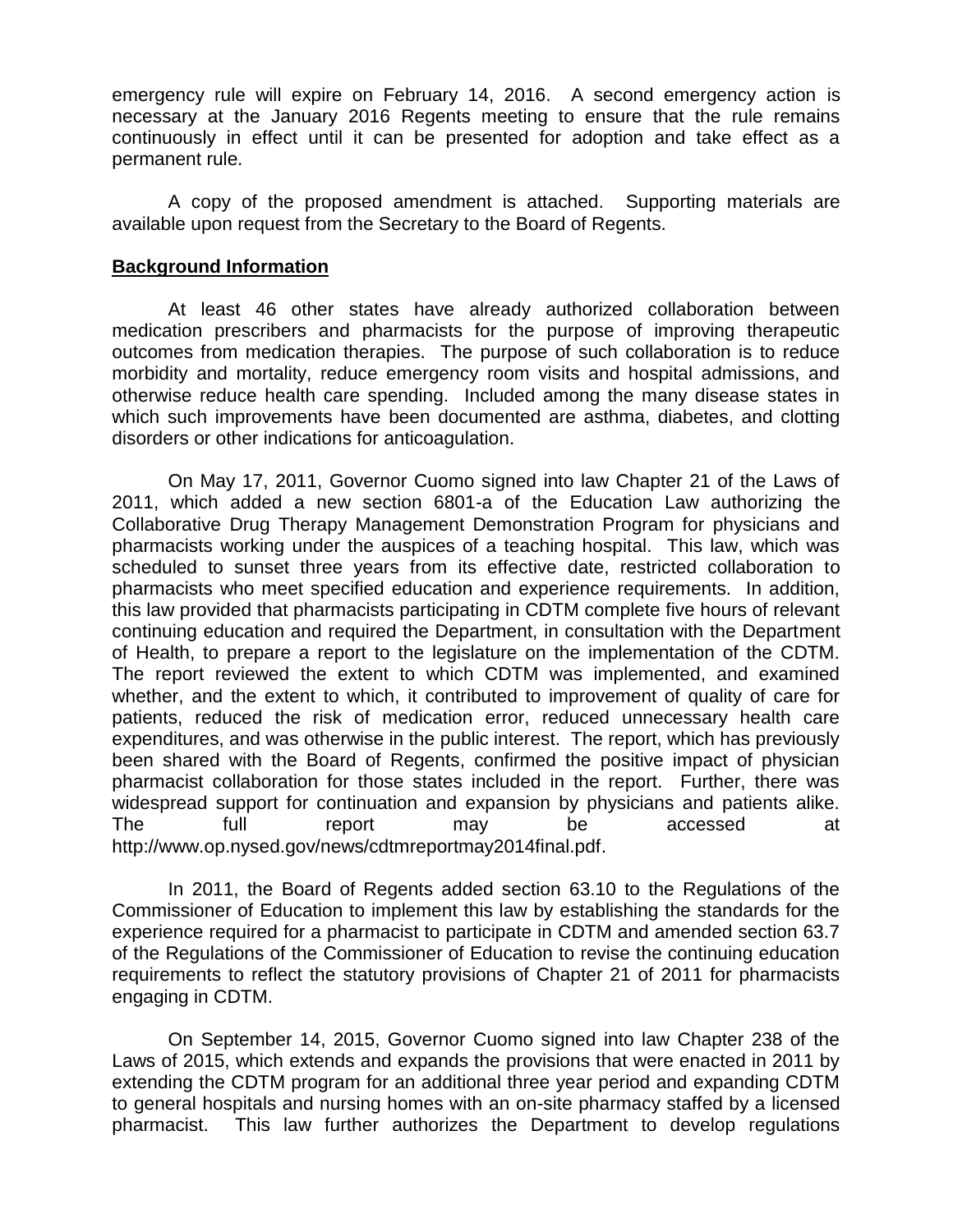emergency rule will expire on February 14, 2016. A second emergency action is necessary at the January 2016 Regents meeting to ensure that the rule remains continuously in effect until it can be presented for adoption and take effect as a permanent rule.

A copy of the proposed amendment is attached. Supporting materials are available upon request from the Secretary to the Board of Regents.

**Background Information**

At least 46 other states have already authorized collaboration between medication prescribers and pharmacists for the purpose of improving therapeutic outcomes from medication therapies. The purpose of such collaboration is to reduce morbidity and mortality, reduce emergency room visits and hospital admissions, and otherwise reduce health care spending. Included among the many disease states in which such improvements have been documented are asthma, diabetes, and clotting disorders or other indications for anticoagulation.

On May 17, 2011, Governor Cuomo signed into law Chapter 21 of the Laws of 2011, which added a new section 6801-a of the Education Law authorizing the Collaborative Drug Therapy Management Demonstration Program for physicians and pharmacists working under the auspices of a teaching hospital. This law, which was scheduled to sunset three years from its effective date, restricted collaboration to pharmacists who meet specified education and experience requirements. In addition, this law provided that pharmacists participating in CDTM complete five hours of relevant continuing education and required the Department, in consultation with the Department of Health, to prepare a report to the legislature on the implementation of the CDTM. The report reviewed the extent to which CDTM was implemented, and examined whether, and the extent to which, it contributed to improvement of quality of care for patients, reduced the risk of medication error, reduced unnecessary health care expenditures, and was otherwise in the public interest. The report, which has previously been shared with the Board of Regents, confirmed the positive impact of physician pharmacist collaboration for those states included in the report. Further, there was widespread support for continuation and expansion by physicians and patients alike. The full report may be accessed at http://www.op.nysed.gov/news/cdtmreportmay2014final.pdf.

In 2011, the Board of Regents added section 63.10 to the Regulations of the Commissioner of Education to implement this law by establishing the standards for the experience required for a pharmacist to participate in CDTM and amended section 63.7 of the Regulations of the Commissioner of Education to revise the continuing education requirements to reflect the statutory provisions of Chapter 21 of 2011 for pharmacists engaging in CDTM.

On September 14, 2015, Governor Cuomo signed into law Chapter 238 of the Laws of 2015, which extends and expands the provisions that were enacted in 2011 by extending the CDTM program for an additional three year period and expanding CDTM to general hospitals and nursing homes with an on-site pharmacy staffed by a licensed pharmacist. This law further authorizes the Department to develop regulations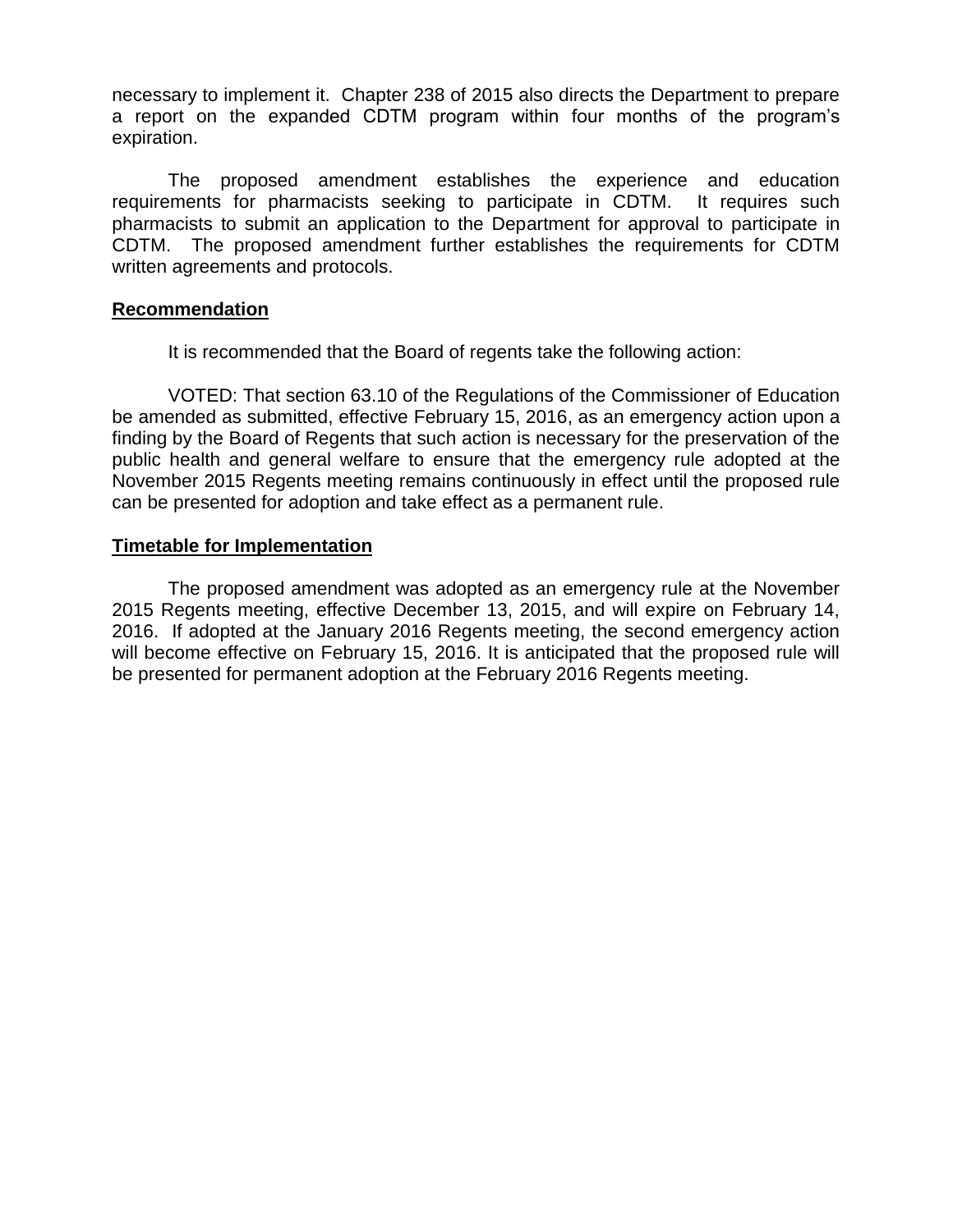necessary to implement it. Chapter 238 of 2015 also directs the Department to prepare a report on the expanded CDTM program within four months of the program's expiration.

The proposed amendment establishes the experience and education requirements for pharmacists seeking to participate in CDTM. It requires such pharmacists to submit an application to the Department for approval to participate in CDTM. The proposed amendment further establishes the requirements for CDTM written agreements and protocols.

**Recommendation**

It is recommended that the Board of regents take the following action:

VOTED: That section 63.10 of the Regulations of the Commissioner of Education be amended as submitted, effective February 15, 2016, as an emergency action upon a finding by the Board of Regents that such action is necessary for the preservation of the public health and general welfare to ensure that the emergency rule adopted at the November 2015 Regents meeting remains continuously in effect until the proposed rule can be presented for adoption and take effect as a permanent rule.

**Timetable for Implementation**

The proposed amendment was adopted as an emergency rule at the November 2015 Regents meeting, effective December 13, 2015, and will expire on February 14, 2016. If adopted at the January 2016 Regents meeting, the second emergency action will become effective on February 15, 2016. It is anticipated that the proposed rule will be presented for permanent adoption at the February 2016 Regents meeting.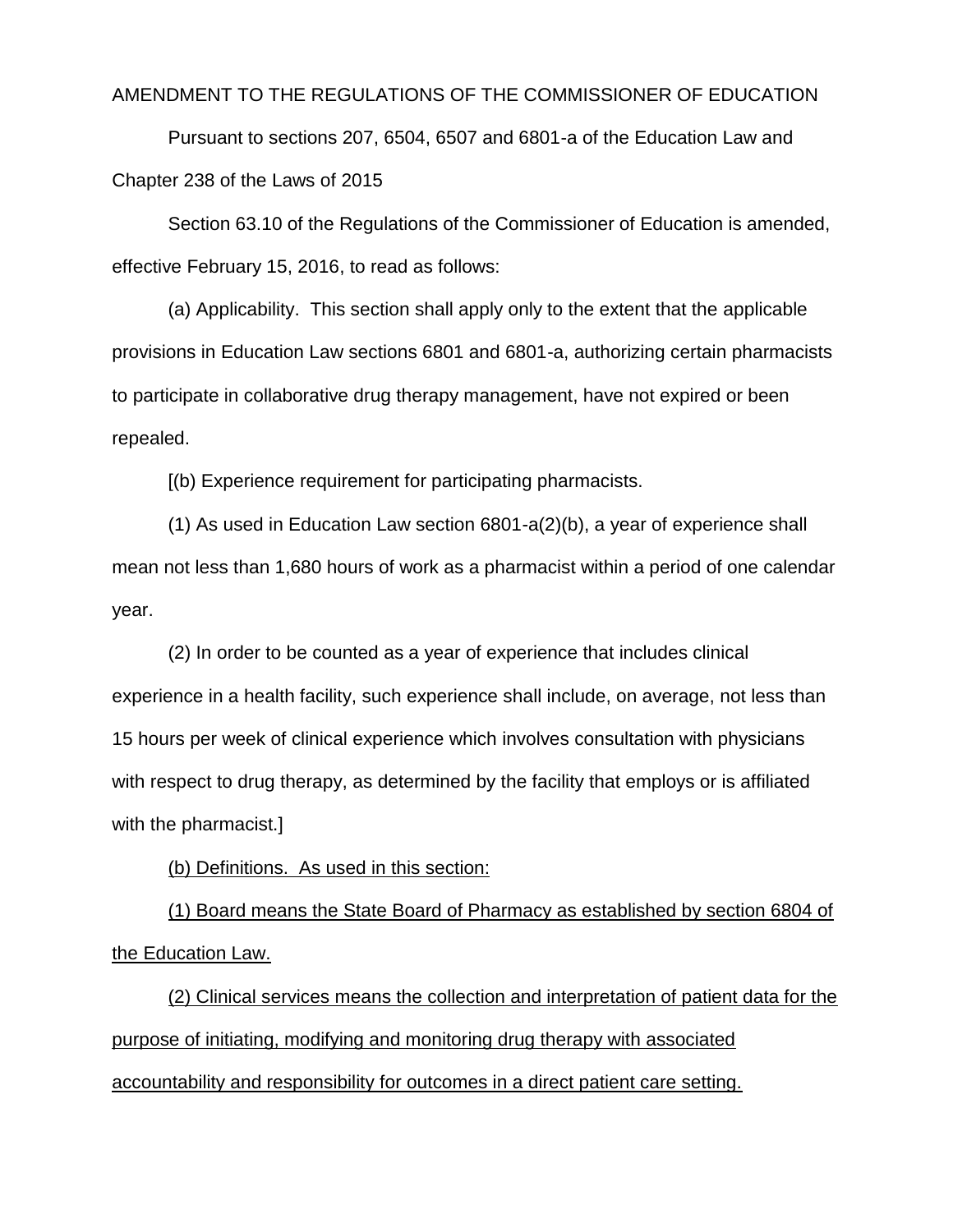AMENDMENT TO THE REGULATIONS OF THE COMMISSIONER OF EDUCATION

Pursuant to sections 207, 6504, 6507 and 6801-a of the Education Law and Chapter 238 of the Laws of 2015

Section 63.10 of the Regulations of the Commissioner of Education is amended, effective February 15, 2016, to read as follows:

(a) Applicability. This section shall apply only to the extent that the applicable provisions in Education Law sections 6801 and 6801-a, authorizing certain pharmacists to participate in collaborative drug therapy management, have not expired or been repealed.

[(b) Experience requirement for participating pharmacists.

(1) As used in Education Law section 6801-a(2)(b), a year of experience shall mean not less than 1,680 hours of work as a pharmacist within a period of one calendar year.

(2) In order to be counted as a year of experience that includes clinical experience in a health facility, such experience shall include, on average, not less than 15 hours per week of clinical experience which involves consultation with physicians with respect to drug therapy, as determined by the facility that employs or is affiliated with the pharmacist.]

<u>(b) Definitions. As used in this section:</u>

<u>(1) Board means the State Board of Pharmacy as established by section 6804 of the Education Law.</u>

<u>(2) Clinical services means the collection and interpretation of patient data for the purpose of initiating, modifying and monitoring drug therapy with associated accountability and responsibility for outcomes in a direct patient care setting.</u>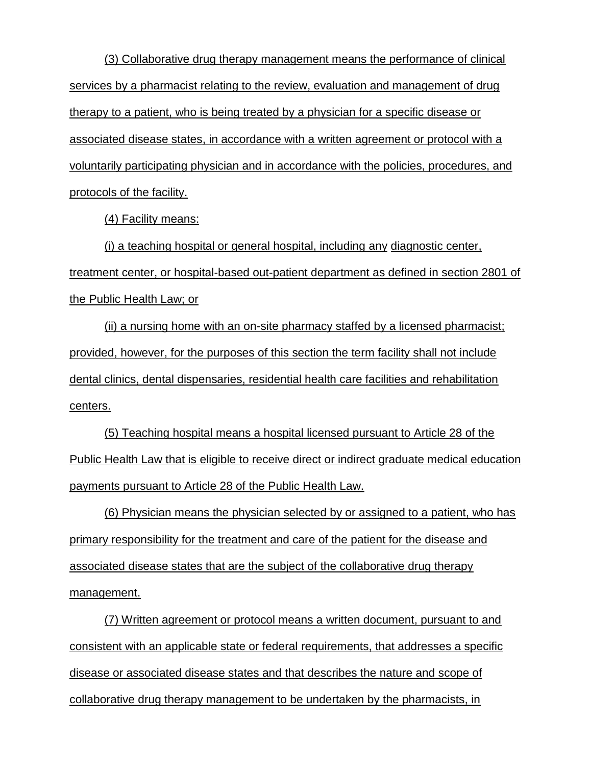(3) Collaborative drug therapy management means the performance of clinical services by a pharmacist relating to the review, evaluation and management of drug therapy to a patient, who is being treated by a physician for a specific disease or associated disease states, in accordance with a written agreement or protocol with a voluntarily participating physician and in accordance with the policies, procedures, and protocols of the facility.

(4) Facility means:

(i) a teaching hospital or general hospital, including any diagnostic center, treatment center, or hospital-based out-patient department as defined in section 2801 of the Public Health Law; or

(ii) a nursing home with an on-site pharmacy staffed by a licensed pharmacist; provided, however, for the purposes of this section the term facility shall not include dental clinics, dental dispensaries, residential health care facilities and rehabilitation centers.

(5) Teaching hospital means a hospital licensed pursuant to Article 28 of the Public Health Law that is eligible to receive direct or indirect graduate medical education payments pursuant to Article 28 of the Public Health Law.

(6) Physician means the physician selected by or assigned to a patient, who has primary responsibility for the treatment and care of the patient for the disease and associated disease states that are the subject of the collaborative drug therapy management.

(7) Written agreement or protocol means a written document, pursuant to and consistent with an applicable state or federal requirements, that addresses a specific disease or associated disease states and that describes the nature and scope of collaborative drug therapy management to be undertaken by the pharmacists, in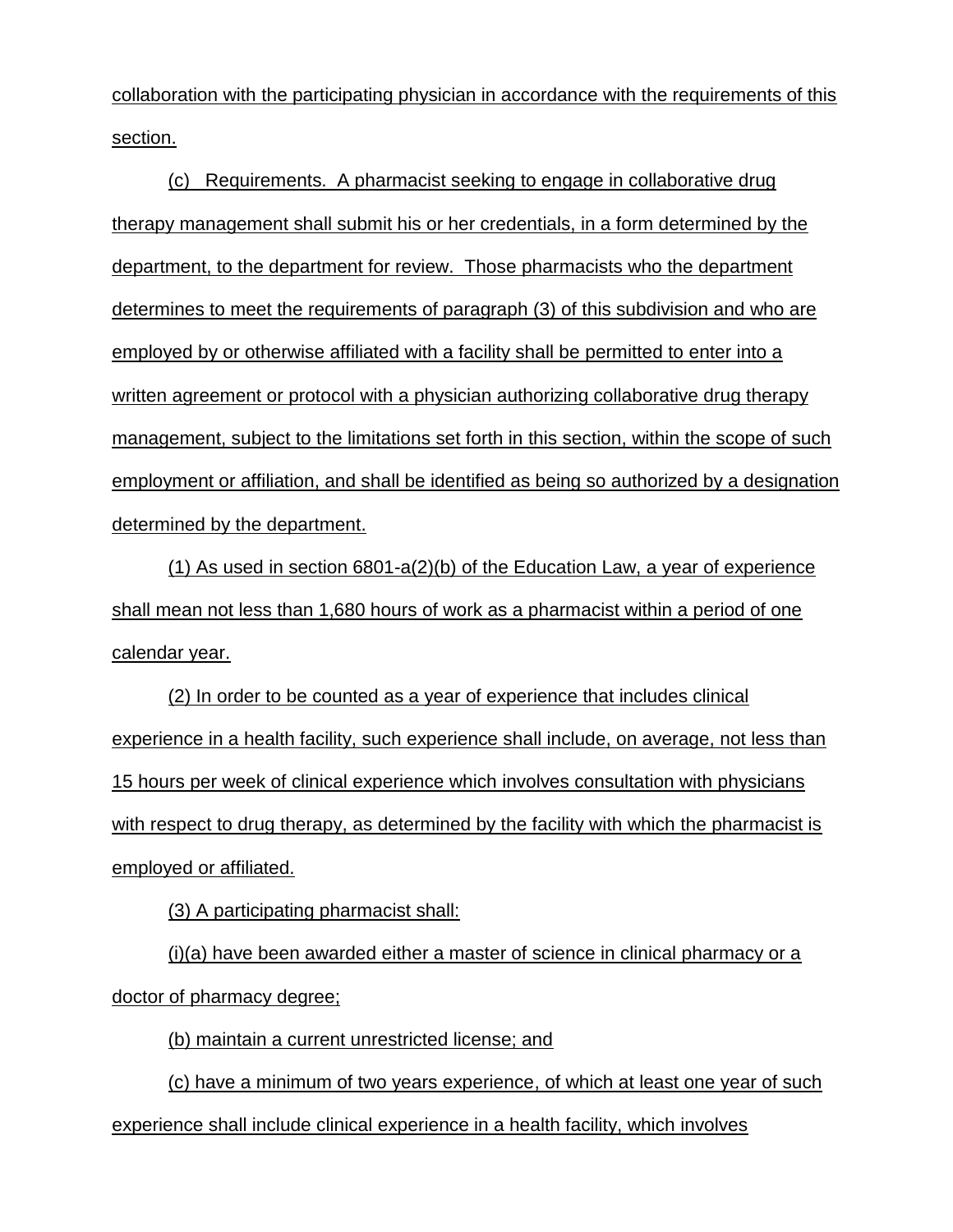collaboration with the participating physician in accordance with the requirements of this section.

(c) Requirements. A pharmacist seeking to engage in collaborative drug therapy management shall submit his or her credentials, in a form determined by the department, to the department for review. Those pharmacists who the department determines to meet the requirements of paragraph (3) of this subdivision and who are employed by or otherwise affiliated with a facility shall be permitted to enter into a written agreement or protocol with a physician authorizing collaborative drug therapy management, subject to the limitations set forth in this section, within the scope of such employment or affiliation, and shall be identified as being so authorized by a designation determined by the department.

(1) As used in section 6801-a(2)(b) of the Education Law, a year of experience shall mean not less than 1,680 hours of work as a pharmacist within a period of one calendar year.

(2) In order to be counted as a year of experience that includes clinical experience in a health facility, such experience shall include, on average, not less than 15 hours per week of clinical experience which involves consultation with physicians with respect to drug therapy, as determined by the facility with which the pharmacist is employed or affiliated.

(3) A participating pharmacist shall:

(i)(a) have been awarded either a master of science in clinical pharmacy or a doctor of pharmacy degree;

(b) maintain a current unrestricted license; and

(c) have a minimum of two years experience, of which at least one year of such experience shall include clinical experience in a health facility, which involves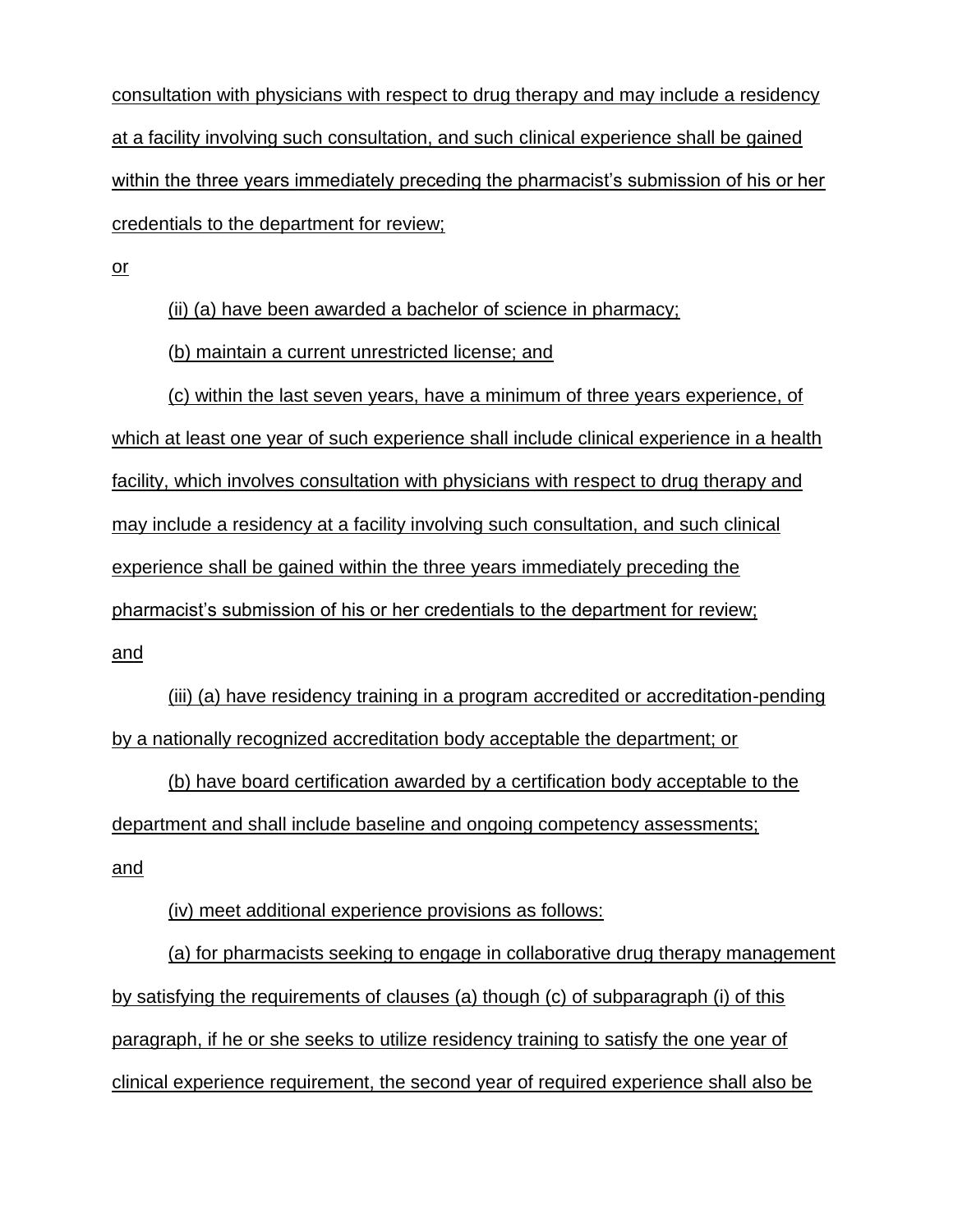consultation with physicians with respect to drug therapy and may include a residency at a facility involving such consultation, and such clinical experience shall be gained within the three years immediately preceding the pharmacist's submission of his or her credentials to the department for review;

or

(ii) (a) have been awarded a bachelor of science in pharmacy;

(b) maintain a current unrestricted license; and

(c) within the last seven years, have a minimum of three years experience, of which at least one year of such experience shall include clinical experience in a health facility, which involves consultation with physicians with respect to drug therapy and may include a residency at a facility involving such consultation, and such clinical experience shall be gained within the three years immediately preceding the pharmacist's submission of his or her credentials to the department for review;

and

(iii) (a) have residency training in a program accredited or accreditation-pending by a nationally recognized accreditation body acceptable the department; or

(b) have board certification awarded by a certification body acceptable to the department and shall include baseline and ongoing competency assessments;

and

(iv) meet additional experience provisions as follows:

(a) for pharmacists seeking to engage in collaborative drug therapy management by satisfying the requirements of clauses (a) though (c) of subparagraph (i) of this paragraph, if he or she seeks to utilize residency training to satisfy the one year of clinical experience requirement, the second year of required experience shall also be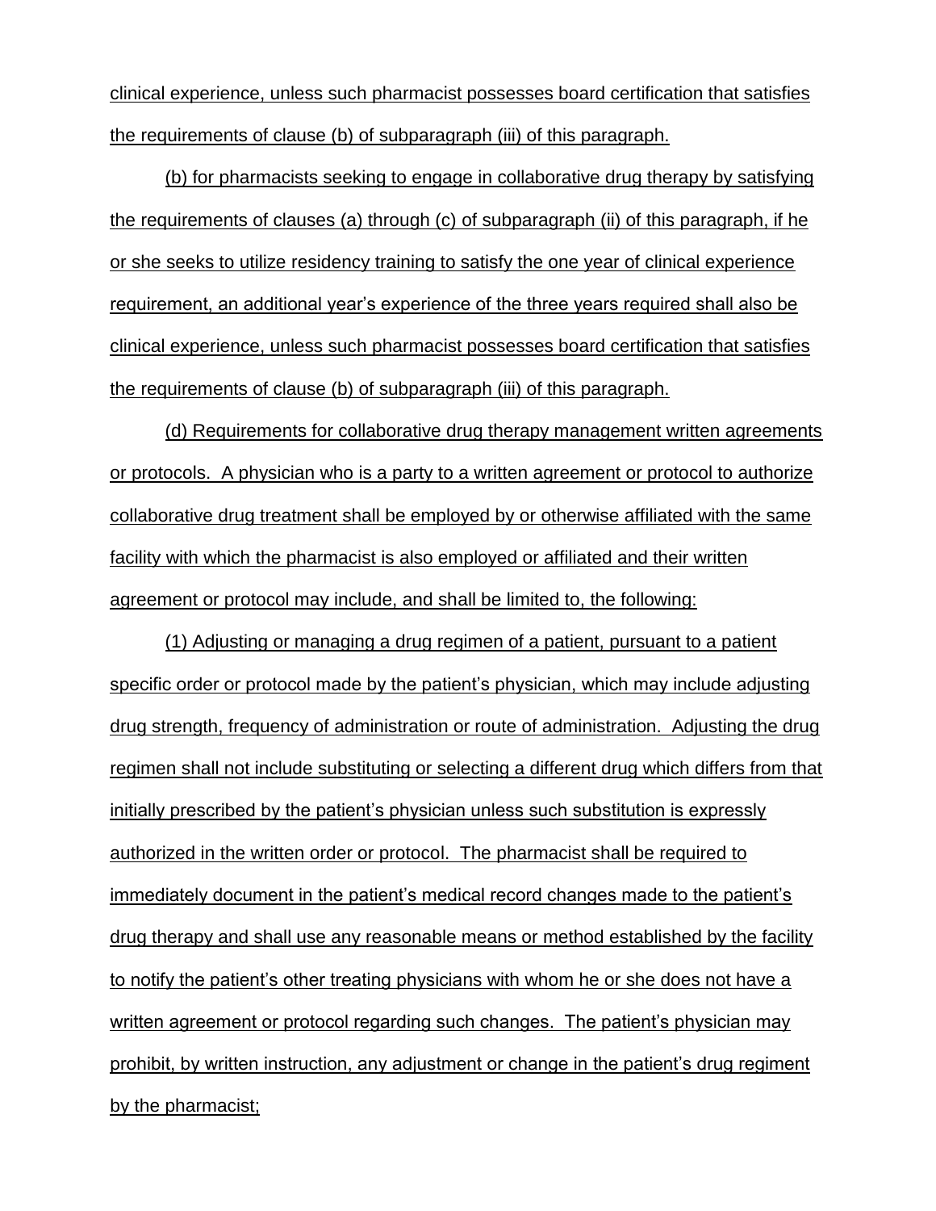clinical experience, unless such pharmacist possesses board certification that satisfies the requirements of clause (b) of subparagraph (iii) of this paragraph.

(b) for pharmacists seeking to engage in collaborative drug therapy by satisfying the requirements of clauses (a) through (c) of subparagraph (ii) of this paragraph, if he or she seeks to utilize residency training to satisfy the one year of clinical experience requirement, an additional year's experience of the three years required shall also be clinical experience, unless such pharmacist possesses board certification that satisfies the requirements of clause (b) of subparagraph (iii) of this paragraph.

(d) Requirements for collaborative drug therapy management written agreements or protocols. A physician who is a party to a written agreement or protocol to authorize collaborative drug treatment shall be employed by or otherwise affiliated with the same facility with which the pharmacist is also employed or affiliated and their written agreement or protocol may include, and shall be limited to, the following:

(1) Adjusting or managing a drug regimen of a patient, pursuant to a patient specific order or protocol made by the patient's physician, which may include adjusting drug strength, frequency of administration or route of administration. Adjusting the drug regimen shall not include substituting or selecting a different drug which differs from that initially prescribed by the patient's physician unless such substitution is expressly authorized in the written order or protocol. The pharmacist shall be required to immediately document in the patient's medical record changes made to the patient's drug therapy and shall use any reasonable means or method established by the facility to notify the patient's other treating physicians with whom he or she does not have a written agreement or protocol regarding such changes. The patient's physician may prohibit, by written instruction, any adjustment or change in the patient's drug regiment by the pharmacist;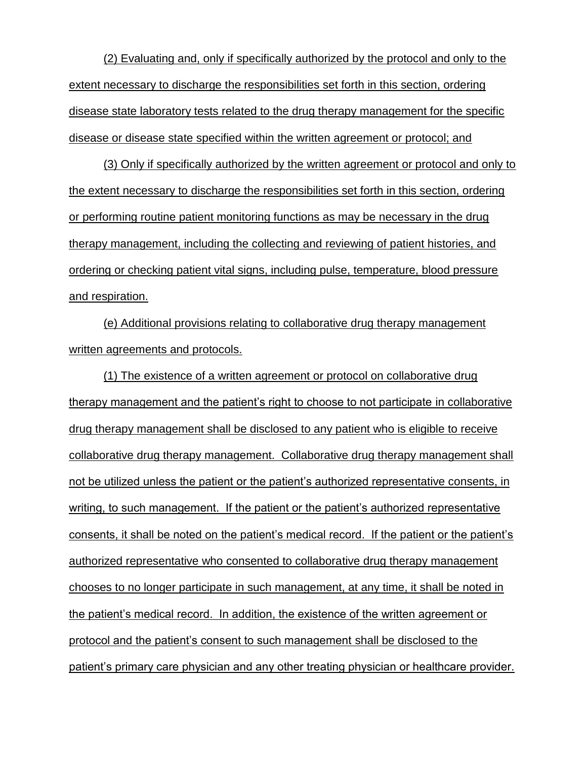(2) Evaluating and, only if specifically authorized by the protocol and only to the extent necessary to discharge the responsibilities set forth in this section, ordering disease state laboratory tests related to the drug therapy management for the specific disease or disease state specified within the written agreement or protocol; and

(3) Only if specifically authorized by the written agreement or protocol and only to the extent necessary to discharge the responsibilities set forth in this section, ordering or performing routine patient monitoring functions as may be necessary in the drug therapy management, including the collecting and reviewing of patient histories, and ordering or checking patient vital signs, including pulse, temperature, blood pressure and respiration.

(e) Additional provisions relating to collaborative drug therapy management written agreements and protocols.

(1) The existence of a written agreement or protocol on collaborative drug therapy management and the patient's right to choose to not participate in collaborative drug therapy management shall be disclosed to any patient who is eligible to receive collaborative drug therapy management. Collaborative drug therapy management shall not be utilized unless the patient or the patient's authorized representative consents, in writing, to such management. If the patient or the patient's authorized representative consents, it shall be noted on the patient's medical record. If the patient or the patient's authorized representative who consented to collaborative drug therapy management chooses to no longer participate in such management, at any time, it shall be noted in the patient's medical record. In addition, the existence of the written agreement or protocol and the patient's consent to such management shall be disclosed to the patient's primary care physician and any other treating physician or healthcare provider.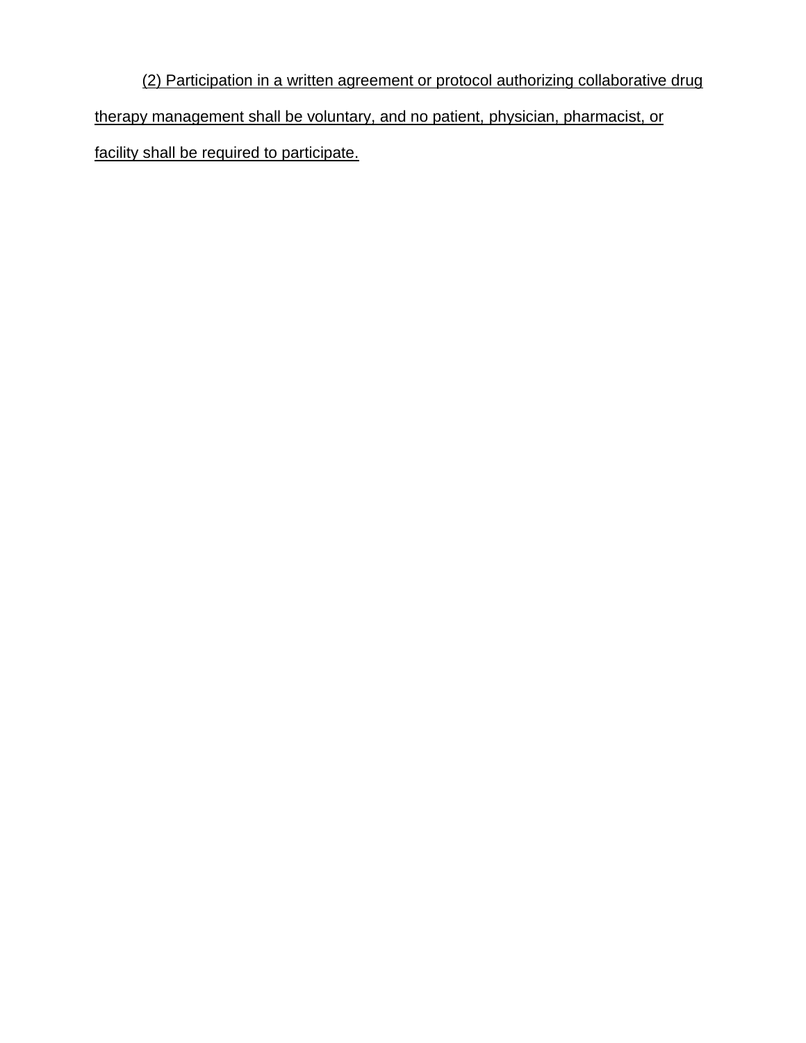(2) Participation in a written agreement or protocol authorizing collaborative drug therapy management shall be voluntary, and no patient, physician, pharmacist, or facility shall be required to participate.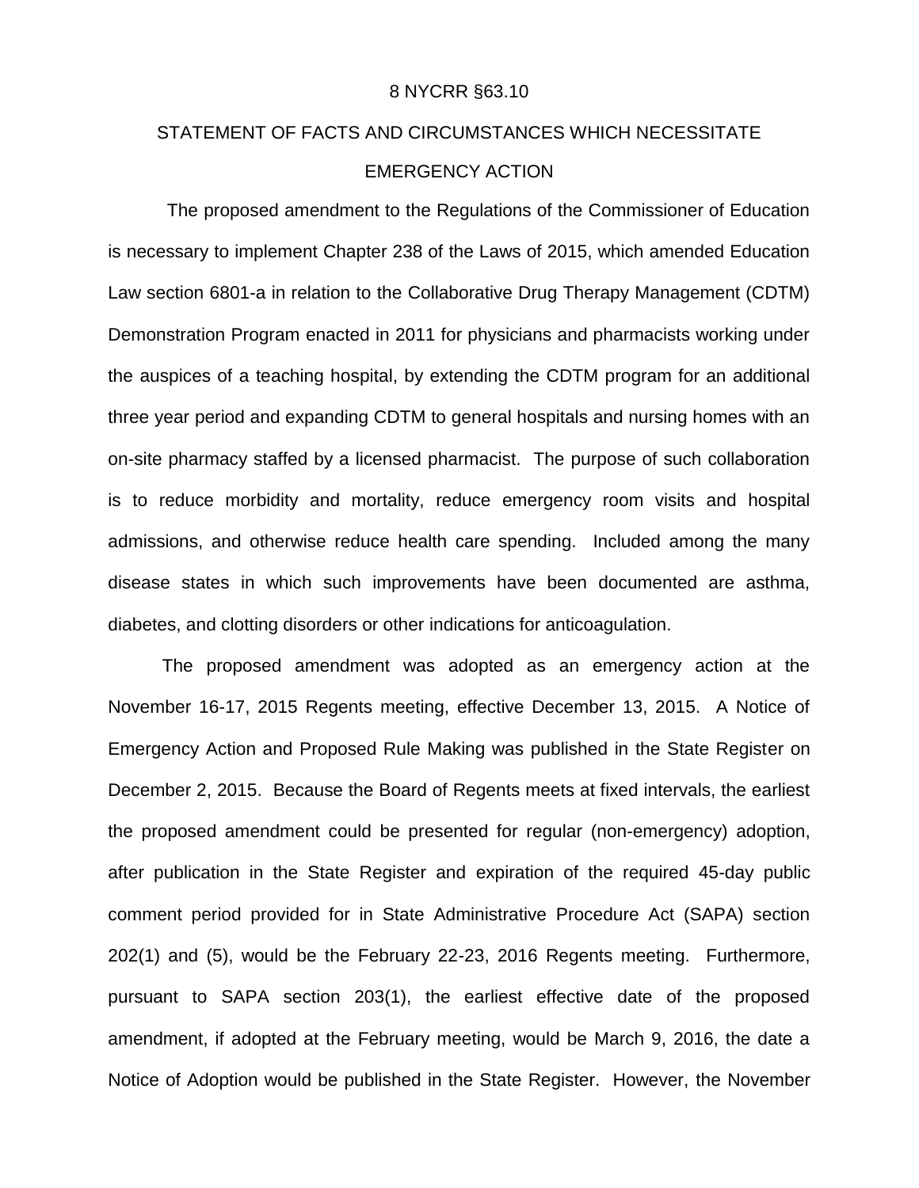8 NYCRR §63.10

## STATEMENT OF FACTS AND CIRCUMSTANCES WHICH NECESSITATE EMERGENCY ACTION

The proposed amendment to the Regulations of the Commissioner of Education is necessary to implement Chapter 238 of the Laws of 2015, which amended Education Law section 6801-a in relation to the Collaborative Drug Therapy Management (CDTM) Demonstration Program enacted in 2011 for physicians and pharmacists working under the auspices of a teaching hospital, by extending the CDTM program for an additional three year period and expanding CDTM to general hospitals and nursing homes with an on-site pharmacy staffed by a licensed pharmacist. The purpose of such collaboration is to reduce morbidity and mortality, reduce emergency room visits and hospital admissions, and otherwise reduce health care spending. Included among the many disease states in which such improvements have been documented are asthma, diabetes, and clotting disorders or other indications for anticoagulation.

The proposed amendment was adopted as an emergency action at the November 16-17, 2015 Regents meeting, effective December 13, 2015. A Notice of Emergency Action and Proposed Rule Making was published in the State Register on December 2, 2015. Because the Board of Regents meets at fixed intervals, the earliest the proposed amendment could be presented for regular (non-emergency) adoption, after publication in the State Register and expiration of the required 45-day public comment period provided for in State Administrative Procedure Act (SAPA) section 202(1) and (5), would be the February 22-23, 2016 Regents meeting. Furthermore, pursuant to SAPA section 203(1), the earliest effective date of the proposed amendment, if adopted at the February meeting, would be March 9, 2016, the date a Notice of Adoption would be published in the State Register. However, the November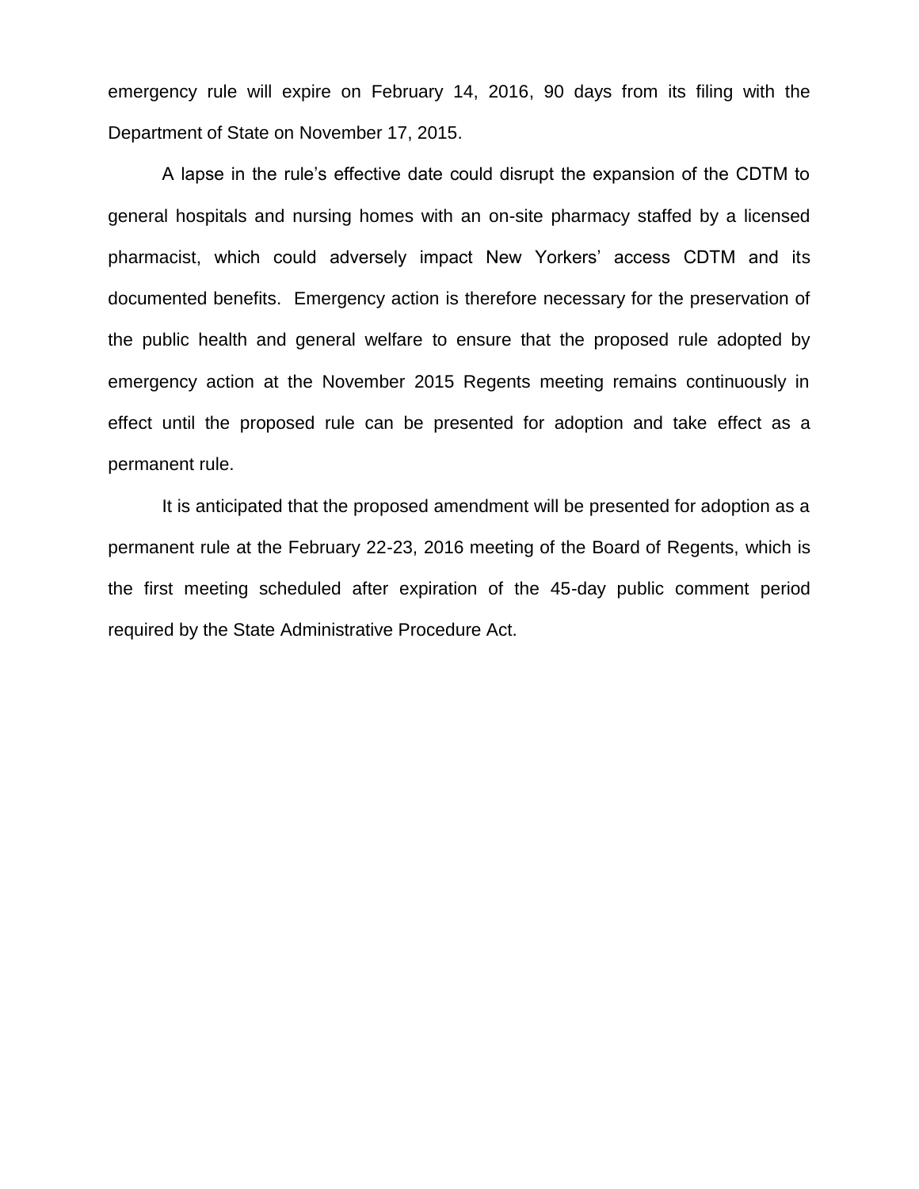emergency rule will expire on February 14, 2016, 90 days from its filing with the Department of State on November 17, 2015.

A lapse in the rule's effective date could disrupt the expansion of the CDTM to general hospitals and nursing homes with an on-site pharmacy staffed by a licensed pharmacist, which could adversely impact New Yorkers' access CDTM and its documented benefits. Emergency action is therefore necessary for the preservation of the public health and general welfare to ensure that the proposed rule adopted by emergency action at the November 2015 Regents meeting remains continuously in effect until the proposed rule can be presented for adoption and take effect as a permanent rule.

It is anticipated that the proposed amendment will be presented for adoption as a permanent rule at the February 22-23, 2016 meeting of the Board of Regents, which is the first meeting scheduled after expiration of the 45-day public comment period required by the State Administrative Procedure Act.